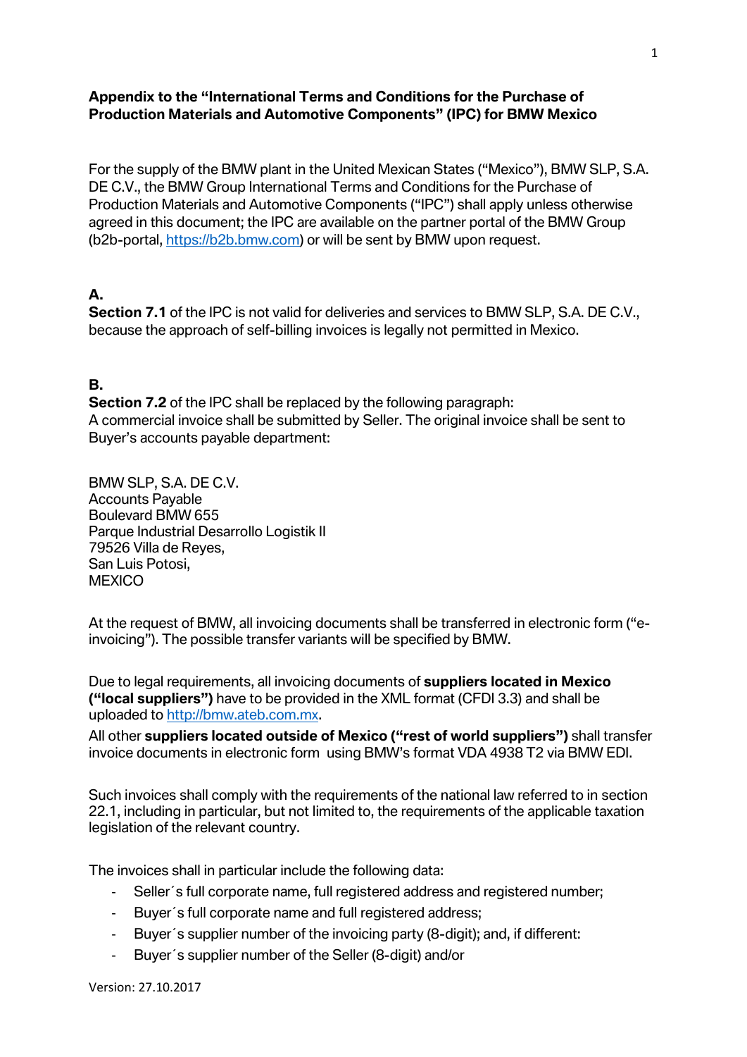**Appendix to the "International Terms and Conditions for the Purchase of Production Materials and Automotive Components" (IPC) for BMW Mexico**

For the supply of the BMW plant in the United Mexican States ("Mexico"), BMW SLP, S.A. DE C.V., the BMW Group International Terms and Conditions for the Purchase of Production Materials and Automotive Components ("IPC") shall apply unless otherwise agreed in this document; the IPC are available on the partner portal of the BMW Group (b2b-portal, https://b2b.bmw.com) or will be sent by BMW upon request.

**A.**

**Section 7.1** of the IPC is not valid for deliveries and services to BMW SLP, S.A. DE C.V., because the approach of self-billing invoices is legally not permitted in Mexico.

**B.**

**Section 7.2** of the IPC shall be replaced by the following paragraph:
A commercial invoice shall be submitted by Seller. The original invoice shall be sent to Buyer's accounts payable department:

BMW SLP, S.A. DE C.V.
Accounts Payable
Boulevard BMW 655
Parque Industrial Desarrollo Logistik II
79526 Villa de Reyes,
San Luis Potosi,
MEXICO

At the request of BMW, all invoicing documents shall be transferred in electronic form ("e-invoicing"). The possible transfer variants will be specified by BMW.

Due to legal requirements, all invoicing documents of **suppliers located in Mexico ("local suppliers")** have to be provided in the XML format (CFDI 3.3) and shall be uploaded to http://bmw.ateb.com.mx.

All other **suppliers located outside of Mexico ("rest of world suppliers")** shall transfer invoice documents in electronic form using BMW's format VDA 4938 T2 via BMW EDI.

Such invoices shall comply with the requirements of the national law referred to in section 22.1, including in particular, but not limited to, the requirements of the applicable taxation legislation of the relevant country.

The invoices shall in particular include the following data:

- Seller´s full corporate name, full registered address and registered number;
- Buyer´s full corporate name and full registered address;
- Buyer´s supplier number of the invoicing party (8-digit); and, if different:
- Buyer´s supplier number of the Seller (8-digit) and/or

Version: 27.10.2017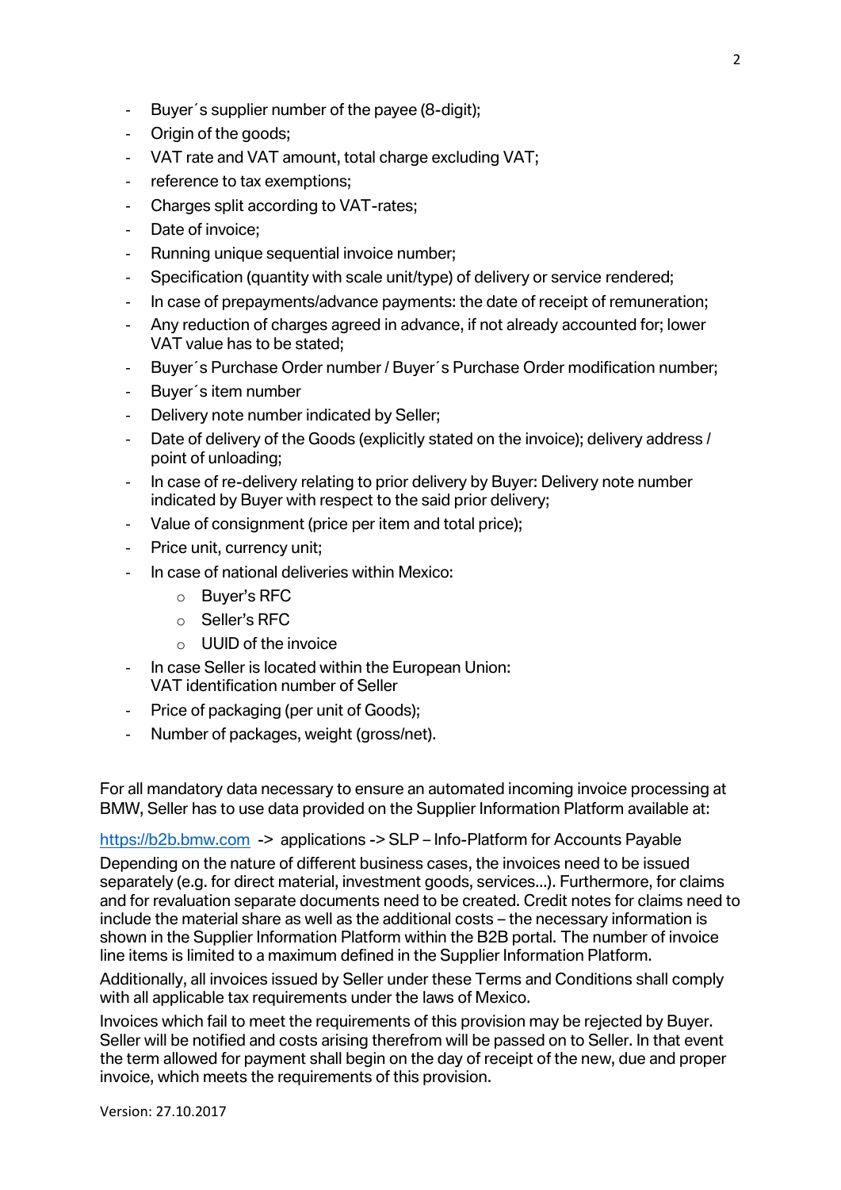- Buyer´s supplier number of the payee (8-digit);
- Origin of the goods;
- VAT rate and VAT amount, total charge excluding VAT;
- reference to tax exemptions;
- Charges split according to VAT-rates;
- Date of invoice;
- Running unique sequential invoice number;
- Specification (quantity with scale unit/type) of delivery or service rendered;
- In case of prepayments/advance payments: the date of receipt of remuneration;
- Any reduction of charges agreed in advance, if not already accounted for; lower VAT value has to be stated;
- Buyer´s Purchase Order number / Buyer´s Purchase Order modification number;
- Buyer´s item number
- Delivery note number indicated by Seller;
- Date of delivery of the Goods (explicitly stated on the invoice); delivery address / point of unloading;
- In case of re-delivery relating to prior delivery by Buyer: Delivery note number indicated by Buyer with respect to the said prior delivery;
- Value of consignment (price per item and total price);
- Price unit, currency unit;
- In case of national deliveries within Mexico:
  - Buyer's RFC
  - Seller's RFC
  - UUID of the invoice
- In case Seller is located within the European Union: VAT identification number of Seller
- Price of packaging (per unit of Goods);
- Number of packages, weight (gross/net).

For all mandatory data necessary to ensure an automated incoming invoice processing at BMW, Seller has to use data provided on the Supplier Information Platform available at:

https://b2b.bmw.com -> applications -> SLP – Info-Platform for Accounts Payable

Depending on the nature of different business cases, the invoices need to be issued separately (e.g. for direct material, investment goods, services…). Furthermore, for claims and for revaluation separate documents need to be created. Credit notes for claims need to include the material share as well as the additional costs – the necessary information is shown in the Supplier Information Platform within the B2B portal. The number of invoice line items is limited to a maximum defined in the Supplier Information Platform.

Additionally, all invoices issued by Seller under these Terms and Conditions shall comply with all applicable tax requirements under the laws of Mexico.

Invoices which fail to meet the requirements of this provision may be rejected by Buyer. Seller will be notified and costs arising therefrom will be passed on to Seller. In that event the term allowed for payment shall begin on the day of receipt of the new, due and proper invoice, which meets the requirements of this provision.

Version: 27.10.2017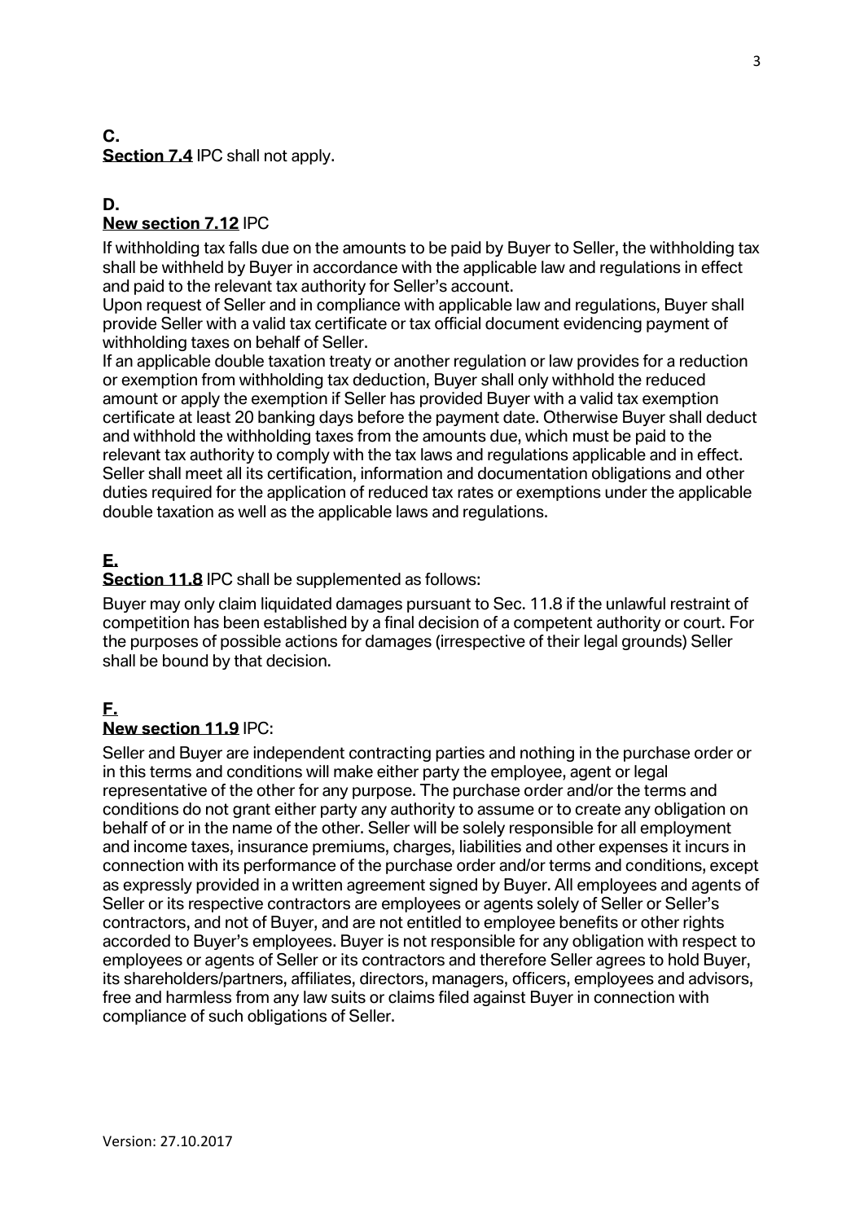**C.**
**Section 7.4** IPC shall not apply.

**D.**
**New section 7.12** IPC

If withholding tax falls due on the amounts to be paid by Buyer to Seller, the withholding tax shall be withheld by Buyer in accordance with the applicable law and regulations in effect and paid to the relevant tax authority for Seller's account.
Upon request of Seller and in compliance with applicable law and regulations, Buyer shall provide Seller with a valid tax certificate or tax official document evidencing payment of withholding taxes on behalf of Seller.
If an applicable double taxation treaty or another regulation or law provides for a reduction or exemption from withholding tax deduction, Buyer shall only withhold the reduced amount or apply the exemption if Seller has provided Buyer with a valid tax exemption certificate at least 20 banking days before the payment date. Otherwise Buyer shall deduct and withhold the withholding taxes from the amounts due, which must be paid to the relevant tax authority to comply with the tax laws and regulations applicable and in effect.
Seller shall meet all its certification, information and documentation obligations and other duties required for the application of reduced tax rates or exemptions under the applicable double taxation as well as the applicable laws and regulations.

**E.**
**Section 11.8** IPC shall be supplemented as follows:

Buyer may only claim liquidated damages pursuant to Sec. 11.8 if the unlawful restraint of competition has been established by a final decision of a competent authority or court. For the purposes of possible actions for damages (irrespective of their legal grounds) Seller shall be bound by that decision.

**F.**
**New section 11.9** IPC:

Seller and Buyer are independent contracting parties and nothing in the purchase order or in this terms and conditions will make either party the employee, agent or legal representative of the other for any purpose. The purchase order and/or the terms and conditions do not grant either party any authority to assume or to create any obligation on behalf of or in the name of the other. Seller will be solely responsible for all employment and income taxes, insurance premiums, charges, liabilities and other expenses it incurs in connection with its performance of the purchase order and/or terms and conditions, except as expressly provided in a written agreement signed by Buyer. All employees and agents of Seller or its respective contractors are employees or agents solely of Seller or Seller's contractors, and not of Buyer, and are not entitled to employee benefits or other rights accorded to Buyer's employees. Buyer is not responsible for any obligation with respect to employees or agents of Seller or its contractors and therefore Seller agrees to hold Buyer, its shareholders/partners, affiliates, directors, managers, officers, employees and advisors, free and harmless from any law suits or claims filed against Buyer in connection with compliance of such obligations of Seller.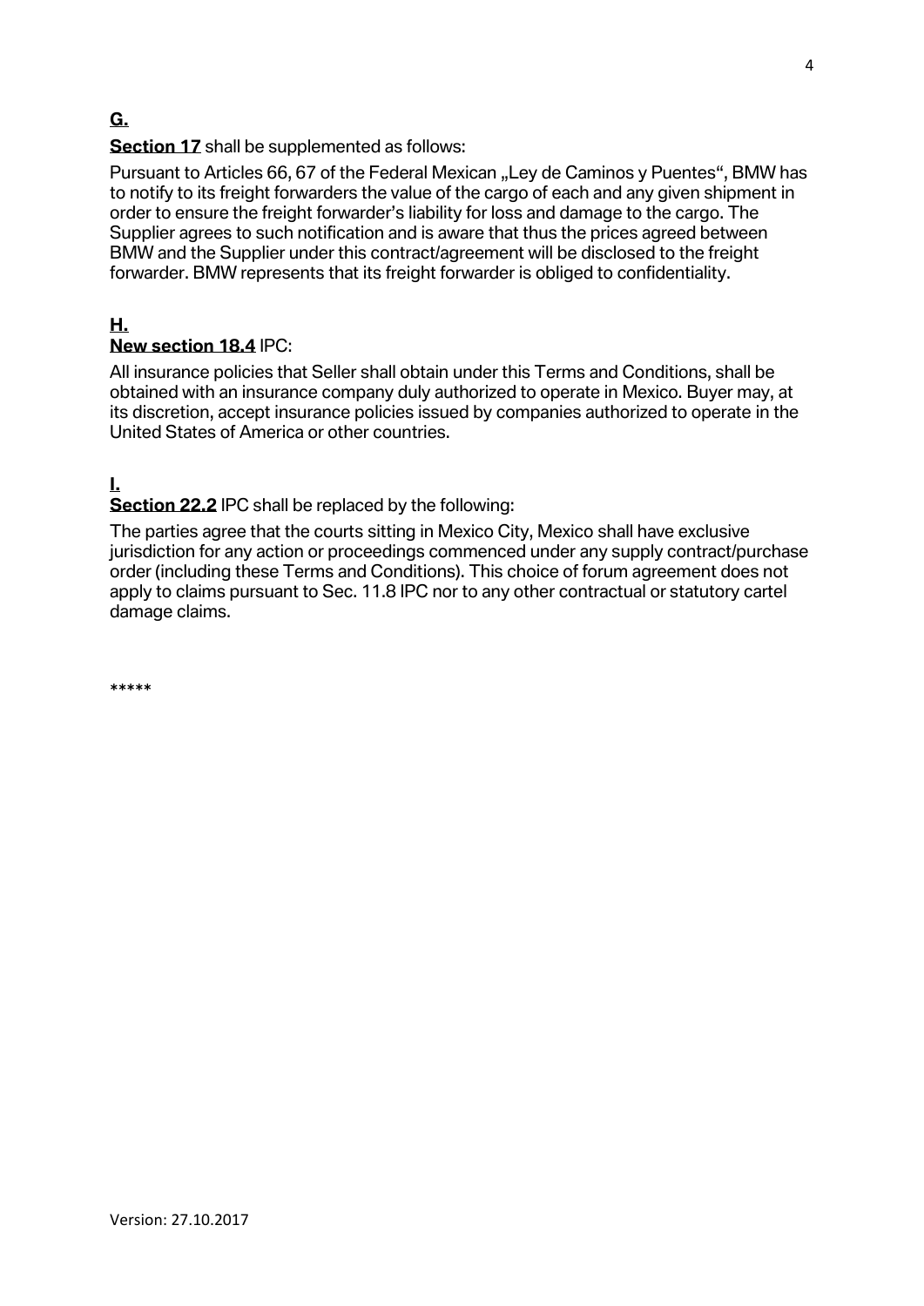**G.**

**Section 17** shall be supplemented as follows:

Pursuant to Articles 66, 67 of the Federal Mexican „Ley de Caminos y Puentes“, BMW has to notify to its freight forwarders the value of the cargo of each and any given shipment in order to ensure the freight forwarder’s liability for loss and damage to the cargo. The Supplier agrees to such notification and is aware that thus the prices agreed between BMW and the Supplier under this contract/agreement will be disclosed to the freight forwarder. BMW represents that its freight forwarder is obliged to confidentiality.

**H.**

**New section 18.4** IPC:

All insurance policies that Seller shall obtain under this Terms and Conditions, shall be obtained with an insurance company duly authorized to operate in Mexico. Buyer may, at its discretion, accept insurance policies issued by companies authorized to operate in the United States of America or other countries.

**I.**

**Section 22.2** IPC shall be replaced by the following:

The parties agree that the courts sitting in Mexico City, Mexico shall have exclusive jurisdiction for any action or proceedings commenced under any supply contract/purchase order (including these Terms and Conditions). This choice of forum agreement does not apply to claims pursuant to Sec. 11.8 IPC nor to any other contractual or statutory cartel damage claims.

*****

Version: 27.10.2017